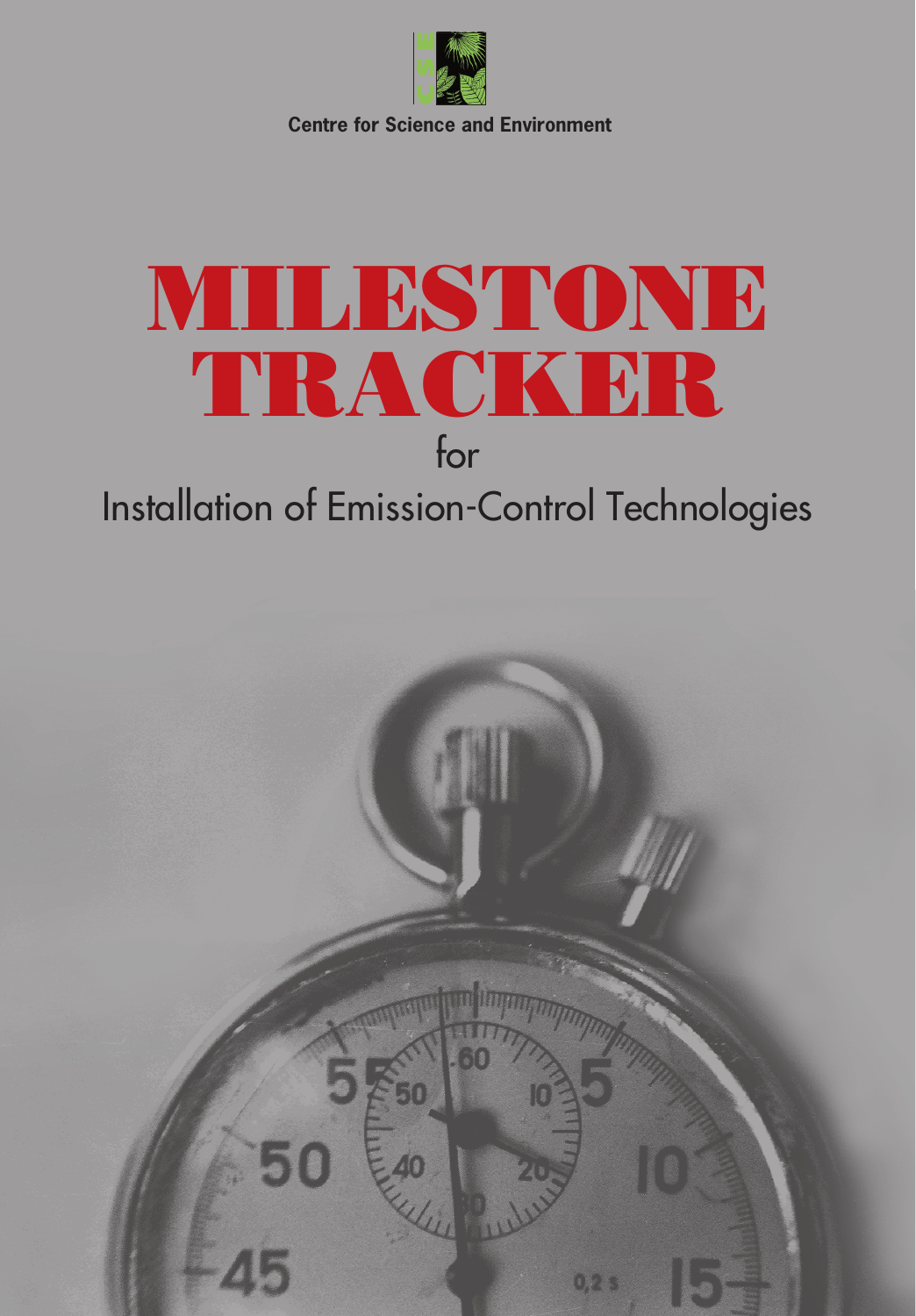Centre for Science and Environment

# MILESTONE TRACKER

for

## Installation of Emission-Control Technologies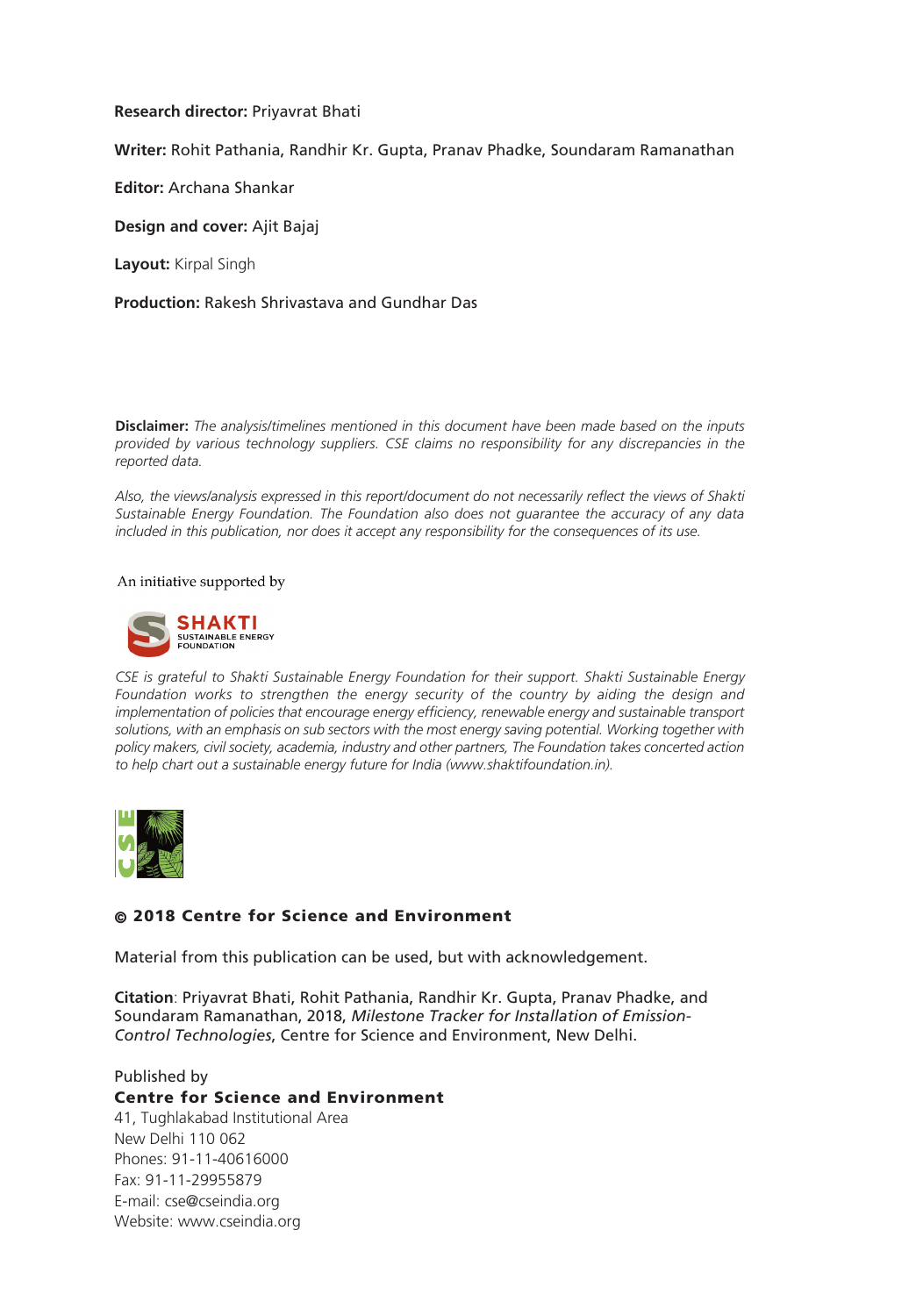**Research director:** Priyavrat Bhati

**Writer:** Rohit Pathania, Randhir Kr. Gupta, Pranav Phadke, Soundaram Ramanathan

**Editor:** Archana Shankar

**Design and cover:** Ajit Bajaj

**Layout:** Kirpal Singh

**Production:** Rakesh Shrivastava and Gundhar Das

**Disclaimer:** *The analysis/timelines mentioned in this document have been made based on the inputs provided by various technology suppliers. CSE claims no responsibility for any discrepancies in the reported data.*

*Also, the views/analysis expressed in this report/document do not necessarily reflect the views of Shakti Sustainable Energy Foundation. The Foundation also does not guarantee the accuracy of any data included in this publication, nor does it accept any responsibility for the consequences of its use.*

An initiative supported by

SHAKTI SUSTAINABLE ENERGY FOUNDATION

*CSE is grateful to Shakti Sustainable Energy Foundation for their support. Shakti Sustainable Energy Foundation works to strengthen the energy security of the country by aiding the design and implementation of policies that encourage energy efficiency, renewable energy and sustainable transport solutions, with an emphasis on sub sectors with the most energy saving potential. Working together with policy makers, civil society, academia, industry and other partners, The Foundation takes concerted action to help chart out a sustainable energy future for India (www.shaktifoundation.in).*

**© 2018 Centre for Science and Environment**

Material from this publication can be used, but with acknowledgement.

**Citation**: Priyavrat Bhati, Rohit Pathania, Randhir Kr. Gupta, Pranav Phadke, and Soundaram Ramanathan, 2018, *Milestone Tracker for Installation of Emission-Control Technologies*, Centre for Science and Environment, New Delhi.

Published by
**Centre for Science and Environment**
41, Tughlakabad Institutional Area
New Delhi 110 062
Phones: 91-11-40616000
Fax: 91-11-29955879
E-mail: cse@cseindia.org
Website: www.cseindia.org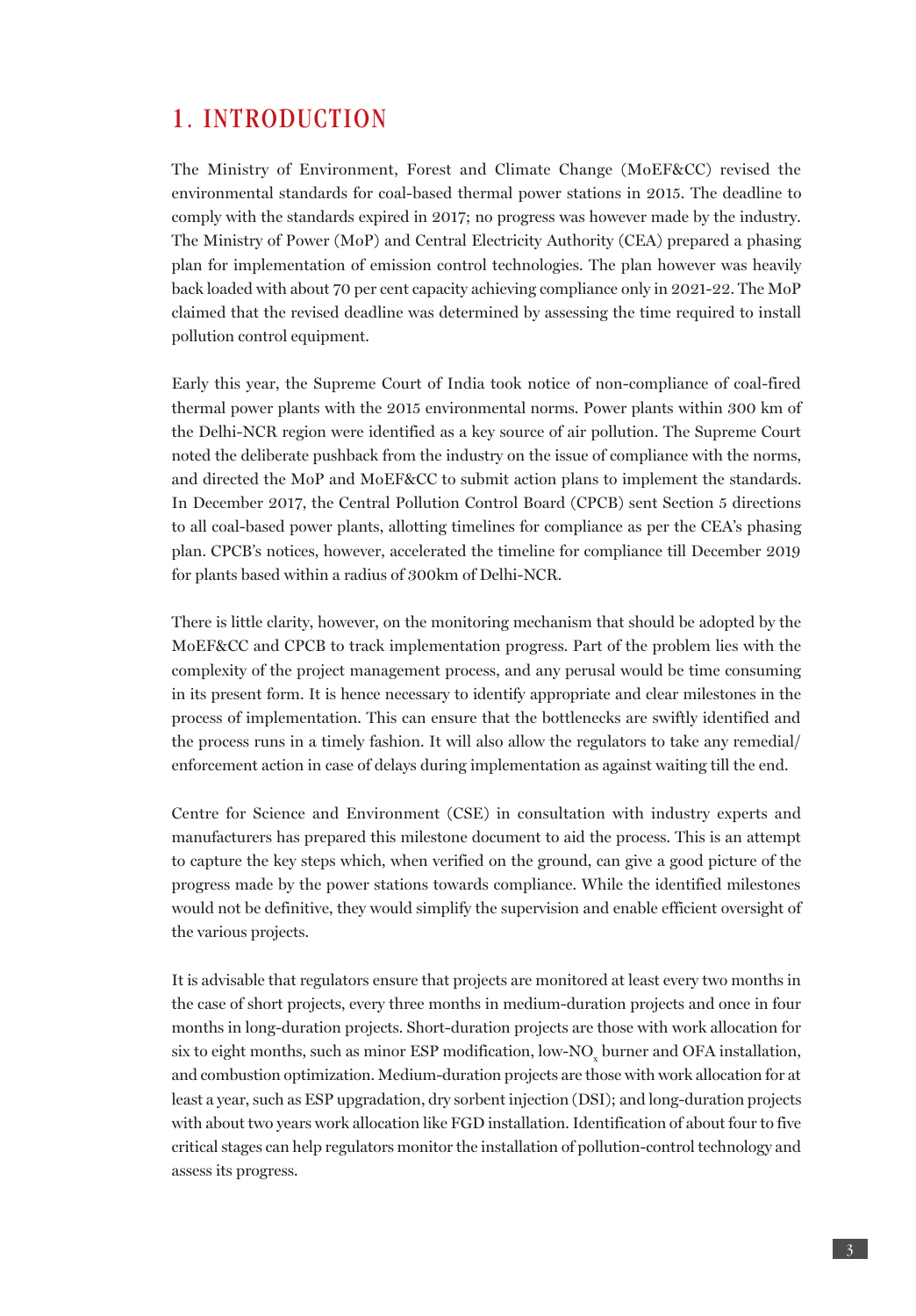# 1. INTRODUCTION

The Ministry of Environment, Forest and Climate Change (MoEF&CC) revised the environmental standards for coal-based thermal power stations in 2015. The deadline to comply with the standards expired in 2017; no progress was however made by the industry. The Ministry of Power (MoP) and Central Electricity Authority (CEA) prepared a phasing plan for implementation of emission control technologies. The plan however was heavily back loaded with about 70 per cent capacity achieving compliance only in 2021-22. The MoP claimed that the revised deadline was determined by assessing the time required to install pollution control equipment.

Early this year, the Supreme Court of India took notice of non-compliance of coal-fired thermal power plants with the 2015 environmental norms. Power plants within 300 km of the Delhi-NCR region were identified as a key source of air pollution. The Supreme Court noted the deliberate pushback from the industry on the issue of compliance with the norms, and directed the MoP and MoEF&CC to submit action plans to implement the standards. In December 2017, the Central Pollution Control Board (CPCB) sent Section 5 directions to all coal-based power plants, allotting timelines for compliance as per the CEA's phasing plan. CPCB's notices, however, accelerated the timeline for compliance till December 2019 for plants based within a radius of 300km of Delhi-NCR.

There is little clarity, however, on the monitoring mechanism that should be adopted by the MoEF&CC and CPCB to track implementation progress. Part of the problem lies with the complexity of the project management process, and any perusal would be time consuming in its present form. It is hence necessary to identify appropriate and clear milestones in the process of implementation. This can ensure that the bottlenecks are swiftly identified and the process runs in a timely fashion. It will also allow the regulators to take any remedial/enforcement action in case of delays during implementation as against waiting till the end.

Centre for Science and Environment (CSE) in consultation with industry experts and manufacturers has prepared this milestone document to aid the process. This is an attempt to capture the key steps which, when verified on the ground, can give a good picture of the progress made by the power stations towards compliance. While the identified milestones would not be definitive, they would simplify the supervision and enable efficient oversight of the various projects.

It is advisable that regulators ensure that projects are monitored at least every two months in the case of short projects, every three months in medium-duration projects and once in four months in long-duration projects. Short-duration projects are those with work allocation for six to eight months, such as minor ESP modification, low-$NO_x$ burner and OFA installation, and combustion optimization. Medium-duration projects are those with work allocation for at least a year, such as ESP upgradation, dry sorbent injection (DSI); and long-duration projects with about two years work allocation like FGD installation. Identification of about four to five critical stages can help regulators monitor the installation of pollution-control technology and assess its progress.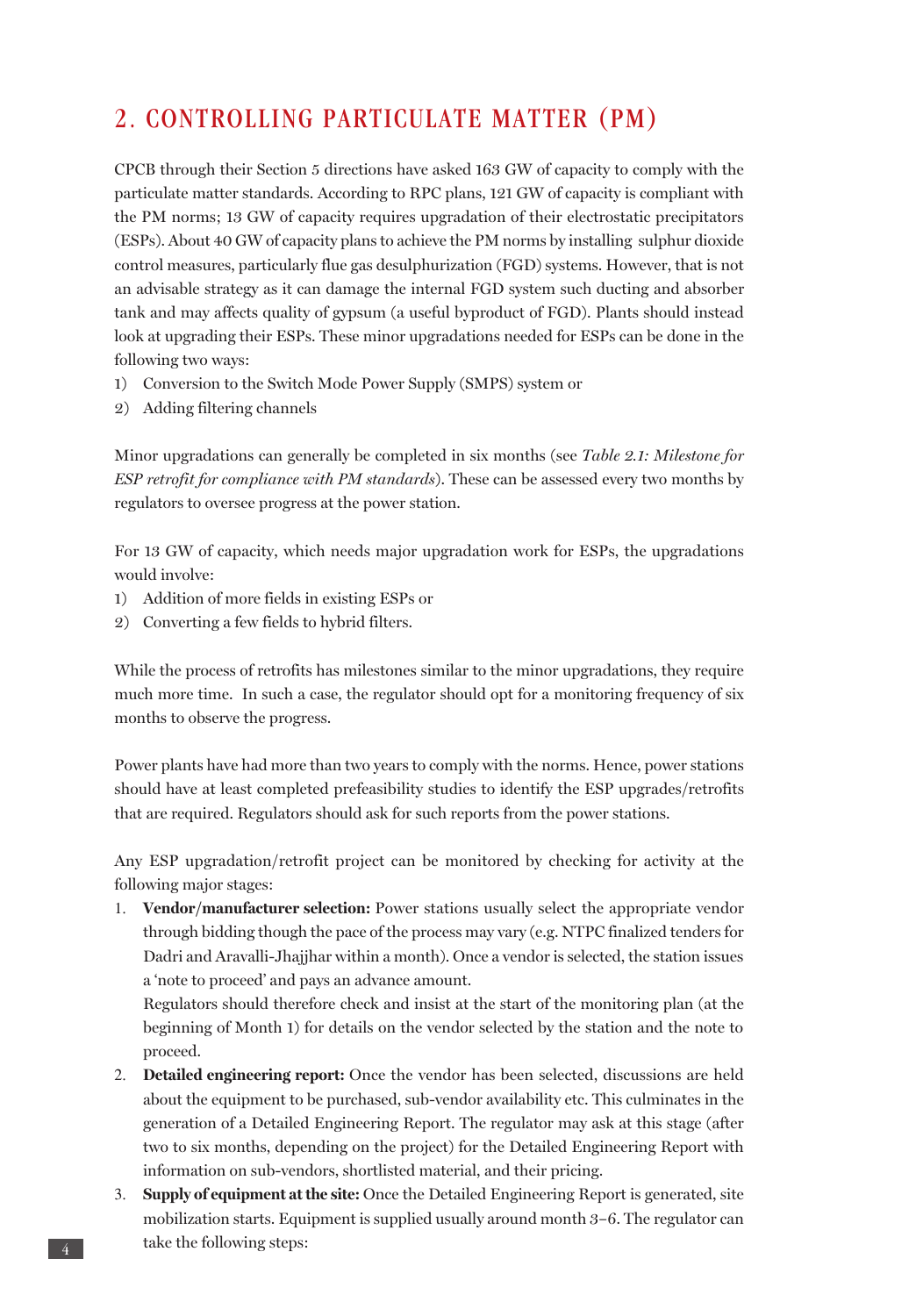## 2. CONTROLLING PARTICULATE MATTER (PM)

CPCB through their Section 5 directions have asked 163 GW of capacity to comply with the particulate matter standards. According to RPC plans, 121 GW of capacity is compliant with the PM norms; 13 GW of capacity requires upgradation of their electrostatic precipitators (ESPs). About 40 GW of capacity plans to achieve the PM norms by installing sulphur dioxide control measures, particularly flue gas desulphurization (FGD) systems. However, that is not an advisable strategy as it can damage the internal FGD system such ducting and absorber tank and may affects quality of gypsum (a useful byproduct of FGD). Plants should instead look at upgrading their ESPs. These minor upgradations needed for ESPs can be done in the following two ways:

1) Conversion to the Switch Mode Power Supply (SMPS) system or
2) Adding filtering channels

Minor upgradations can generally be completed in six months (see *Table 2.1: Milestone for ESP retrofit for compliance with PM standards*). These can be assessed every two months by regulators to oversee progress at the power station.

For 13 GW of capacity, which needs major upgradation work for ESPs, the upgradations would involve:

1) Addition of more fields in existing ESPs or
2) Converting a few fields to hybrid filters.

While the process of retrofits has milestones similar to the minor upgradations, they require much more time. In such a case, the regulator should opt for a monitoring frequency of six months to observe the progress.

Power plants have had more than two years to comply with the norms. Hence, power stations should have at least completed prefeasibility studies to identify the ESP upgrades/retrofits that are required. Regulators should ask for such reports from the power stations.

Any ESP upgradation/retrofit project can be monitored by checking for activity at the following major stages:

1. **Vendor/manufacturer selection:** Power stations usually select the appropriate vendor through bidding though the pace of the process may vary (e.g. NTPC finalized tenders for Dadri and Aravalli-Jhajjhar within a month). Once a vendor is selected, the station issues a 'note to proceed' and pays an advance amount.
   Regulators should therefore check and insist at the start of the monitoring plan (at the beginning of Month 1) for details on the vendor selected by the station and the note to proceed.
2. **Detailed engineering report:** Once the vendor has been selected, discussions are held about the equipment to be purchased, sub-vendor availability etc. This culminates in the generation of a Detailed Engineering Report. The regulator may ask at this stage (after two to six months, depending on the project) for the Detailed Engineering Report with information on sub-vendors, shortlisted material, and their pricing.
3. **Supply of equipment at the site:** Once the Detailed Engineering Report is generated, site mobilization starts. Equipment is supplied usually around month 3–6. The regulator can take the following steps: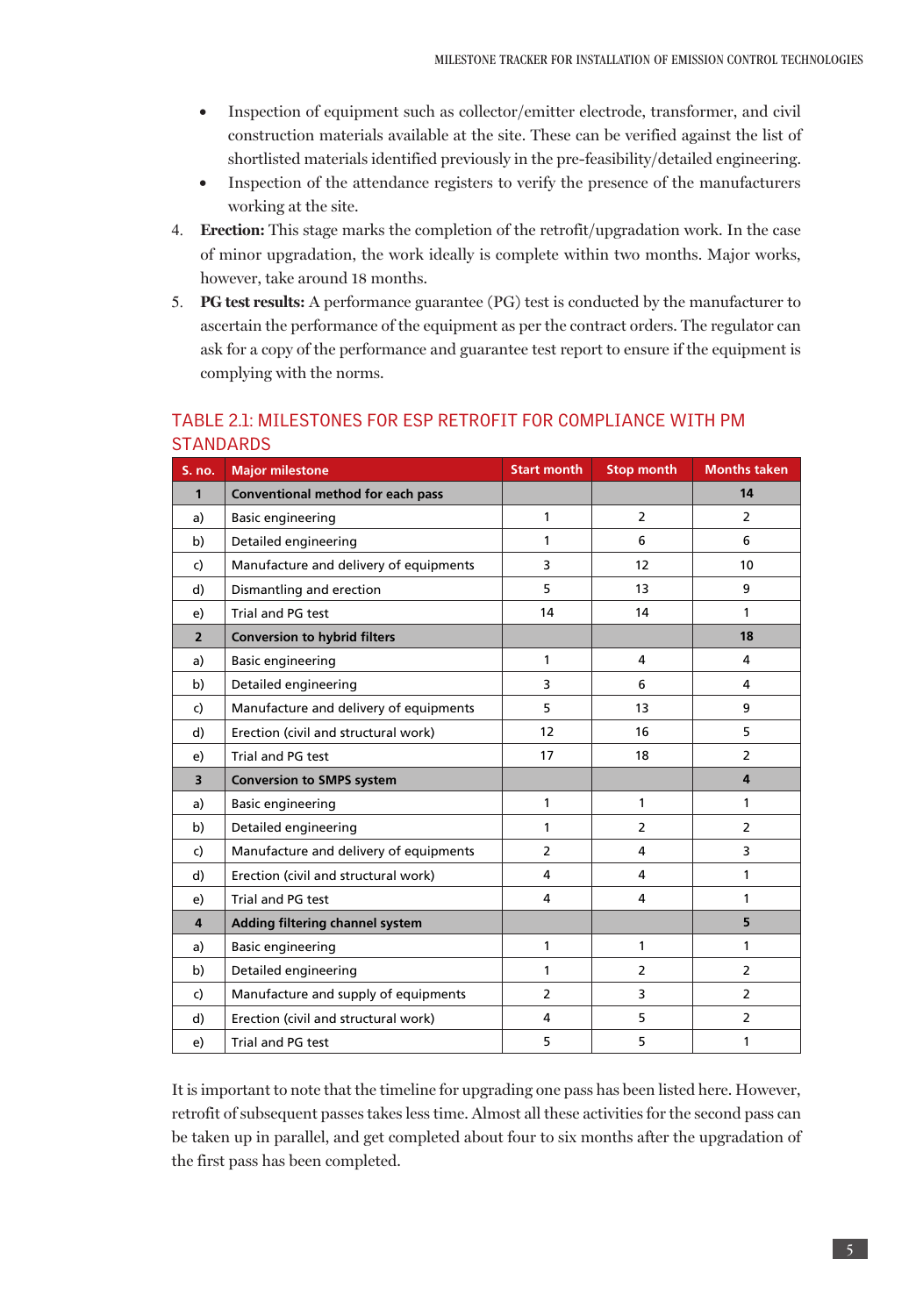- Inspection of equipment such as collector/emitter electrode, transformer, and civil construction materials available at the site. These can be verified against the list of shortlisted materials identified previously in the pre-feasibility/detailed engineering.
- Inspection of the attendance registers to verify the presence of the manufacturers working at the site.

4. **Erection:** This stage marks the completion of the retrofit/upgradation work. In the case of minor upgradation, the work ideally is complete within two months. Major works, however, take around 18 months.
5. **PG test results:** A performance guarantee (PG) test is conducted by the manufacturer to ascertain the performance of the equipment as per the contract orders. The regulator can ask for a copy of the performance and guarantee test report to ensure if the equipment is complying with the norms.

## TABLE 2.1: MILESTONES FOR ESP RETROFIT FOR COMPLIANCE WITH PM STANDARDS

| S. no. | Major milestone | Start month | Stop month | Months taken |
|---|---|---|---|---|
| **1** | **Conventional method for each pass** | | | **14** |
| a) | Basic engineering | 1 | 2 | 2 |
| b) | Detailed engineering | 1 | 6 | 6 |
| c) | Manufacture and delivery of equipments | 3 | 12 | 10 |
| d) | Dismantling and erection | 5 | 13 | 9 |
| e) | Trial and PG test | 14 | 14 | 1 |
| **2** | **Conversion to hybrid filters** | | | **18** |
| a) | Basic engineering | 1 | 4 | 4 |
| b) | Detailed engineering | 3 | 6 | 4 |
| c) | Manufacture and delivery of equipments | 5 | 13 | 9 |
| d) | Erection (civil and structural work) | 12 | 16 | 5 |
| e) | Trial and PG test | 17 | 18 | 2 |
| **3** | **Conversion to SMPS system** | | | **4** |
| a) | Basic engineering | 1 | 1 | 1 |
| b) | Detailed engineering | 1 | 2 | 2 |
| c) | Manufacture and delivery of equipments | 2 | 4 | 3 |
| d) | Erection (civil and structural work) | 4 | 4 | 1 |
| e) | Trial and PG test | 4 | 4 | 1 |
| **4** | **Adding filtering channel system** | | | **5** |
| a) | Basic engineering | 1 | 1 | 1 |
| b) | Detailed engineering | 1 | 2 | 2 |
| c) | Manufacture and supply of equipments | 2 | 3 | 2 |
| d) | Erection (civil and structural work) | 4 | 5 | 2 |
| e) | Trial and PG test | 5 | 5 | 1 |

It is important to note that the timeline for upgrading one pass has been listed here. However, retrofit of subsequent passes takes less time. Almost all these activities for the second pass can be taken up in parallel, and get completed about four to six months after the upgradation of the first pass has been completed.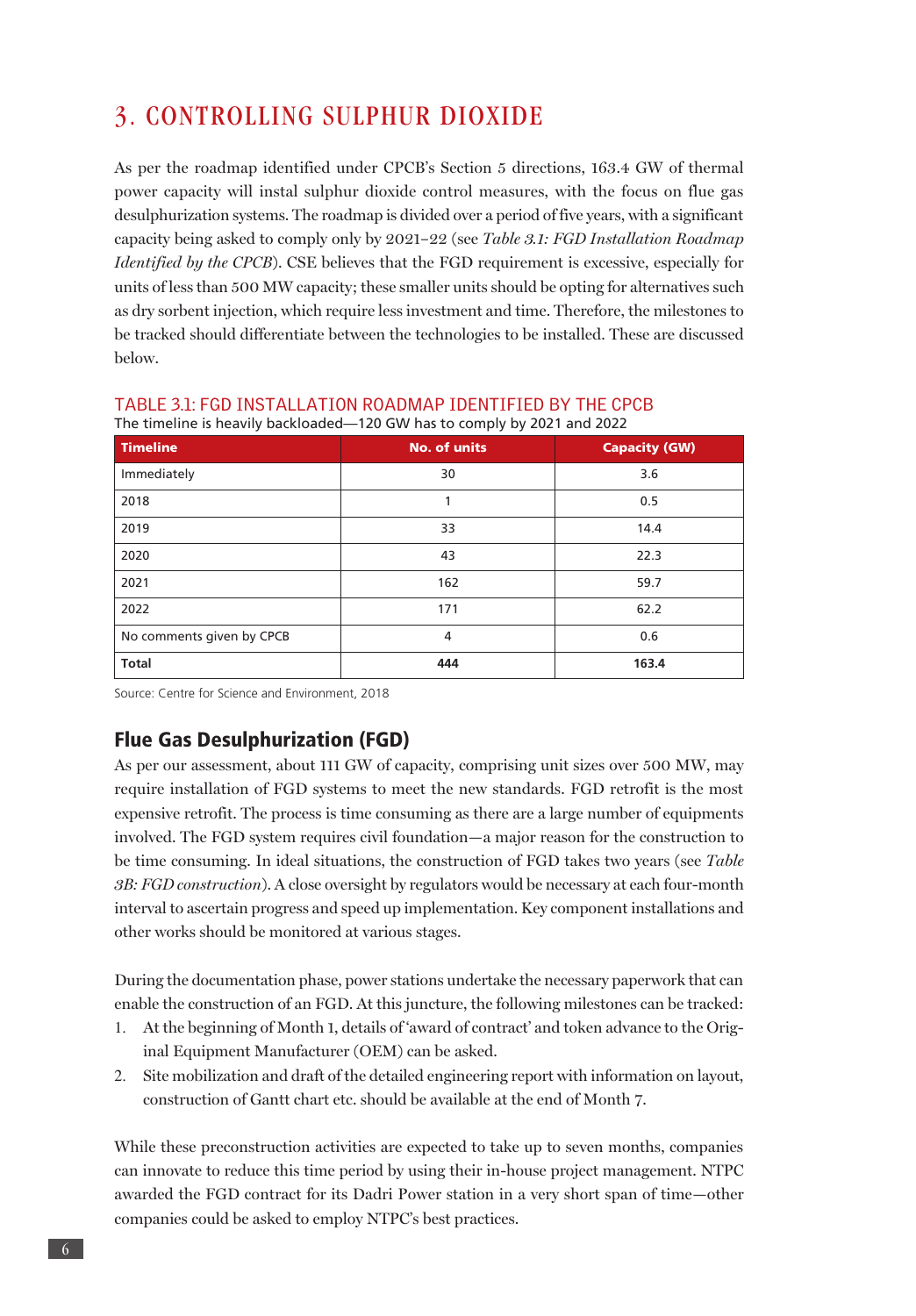# 3. CONTROLLING SULPHUR DIOXIDE

As per the roadmap identified under CPCB's Section 5 directions, 163.4 GW of thermal power capacity will instal sulphur dioxide control measures, with the focus on flue gas desulphurization systems. The roadmap is divided over a period of five years, with a significant capacity being asked to comply only by 2021–22 (see *Table 3.1: FGD Installation Roadmap Identified by the CPCB*). CSE believes that the FGD requirement is excessive, especially for units of less than 500 MW capacity; these smaller units should be opting for alternatives such as dry sorbent injection, which require less investment and time. Therefore, the milestones to be tracked should differentiate between the technologies to be installed. These are discussed below.

TABLE 3.1: FGD INSTALLATION ROADMAP IDENTIFIED BY THE CPCB

The timeline is heavily backloaded—120 GW has to comply by 2021 and 2022

| Timeline | No. of units | Capacity (GW) |
|---|---|---|
| Immediately | 30 | 3.6 |
| 2018 | 1 | 0.5 |
| 2019 | 33 | 14.4 |
| 2020 | 43 | 22.3 |
| 2021 | 162 | 59.7 |
| 2022 | 171 | 62.2 |
| No comments given by CPCB | 4 | 0.6 |
| **Total** | **444** | **163.4** |

Source: Centre for Science and Environment, 2018

## Flue Gas Desulphurization (FGD)

As per our assessment, about 111 GW of capacity, comprising unit sizes over 500 MW, may require installation of FGD systems to meet the new standards. FGD retrofit is the most expensive retrofit. The process is time consuming as there are a large number of equipments involved. The FGD system requires civil foundation—a major reason for the construction to be time consuming. In ideal situations, the construction of FGD takes two years (see *Table 3B: FGD construction*). A close oversight by regulators would be necessary at each four-month interval to ascertain progress and speed up implementation. Key component installations and other works should be monitored at various stages.

During the documentation phase, power stations undertake the necessary paperwork that can enable the construction of an FGD. At this juncture, the following milestones can be tracked:

1. At the beginning of Month 1, details of 'award of contract' and token advance to the Original Equipment Manufacturer (OEM) can be asked.
2. Site mobilization and draft of the detailed engineering report with information on layout, construction of Gantt chart etc. should be available at the end of Month 7.

While these preconstruction activities are expected to take up to seven months, companies can innovate to reduce this time period by using their in-house project management. NTPC awarded the FGD contract for its Dadri Power station in a very short span of time—other companies could be asked to employ NTPC's best practices.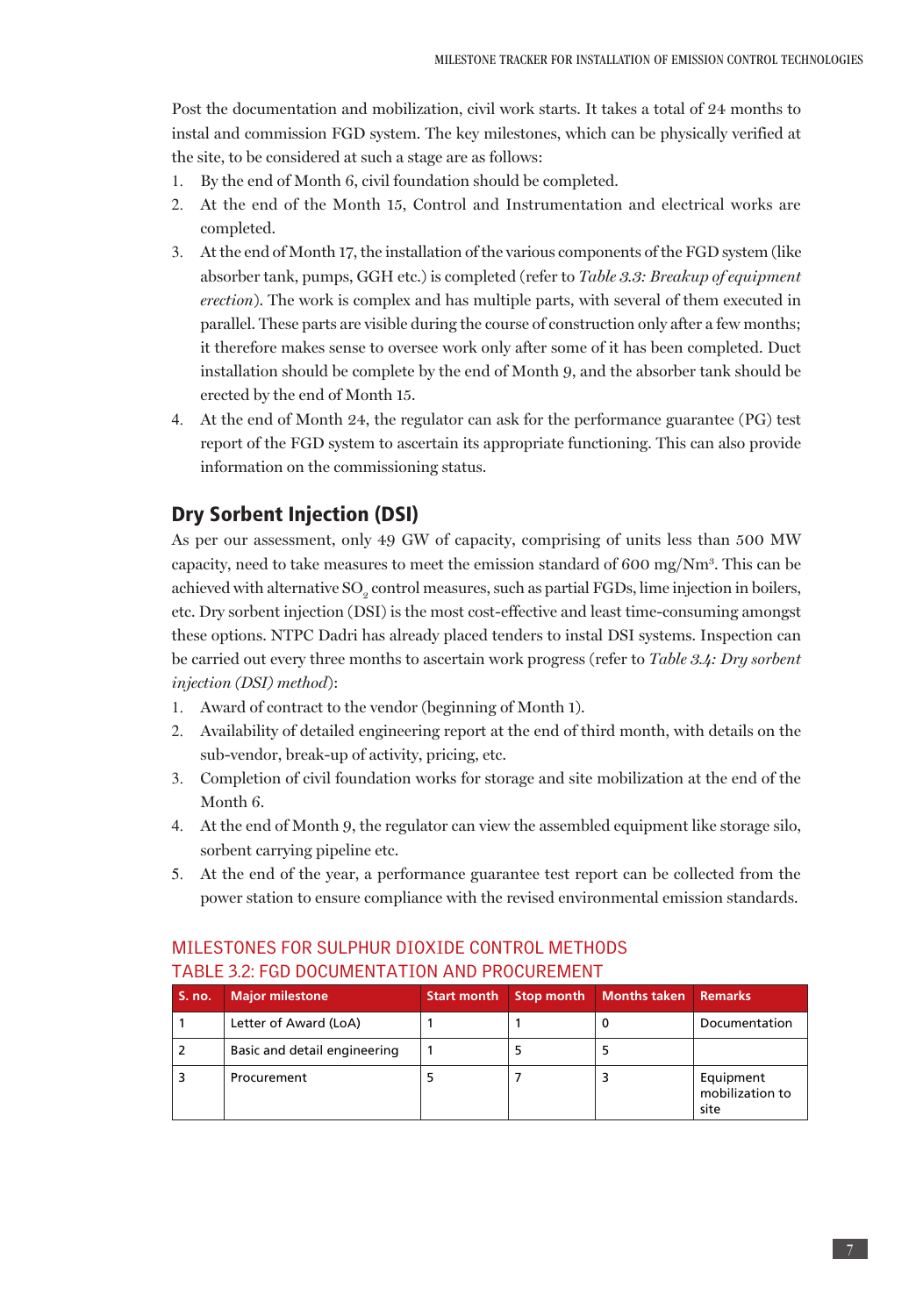Post the documentation and mobilization, civil work starts. It takes a total of 24 months to instal and commission FGD system. The key milestones, which can be physically verified at the site, to be considered at such a stage are as follows:

1. By the end of Month 6, civil foundation should be completed.
2. At the end of the Month 15, Control and Instrumentation and electrical works are completed.
3. At the end of Month 17, the installation of the various components of the FGD system (like absorber tank, pumps, GGH etc.) is completed (refer to *Table 3.3: Breakup of equipment erection*). The work is complex and has multiple parts, with several of them executed in parallel. These parts are visible during the course of construction only after a few months; it therefore makes sense to oversee work only after some of it has been completed. Duct installation should be complete by the end of Month 9, and the absorber tank should be erected by the end of Month 15.
4. At the end of Month 24, the regulator can ask for the performance guarantee (PG) test report of the FGD system to ascertain its appropriate functioning. This can also provide information on the commissioning status.

## Dry Sorbent Injection (DSI)

As per our assessment, only 49 GW of capacity, comprising of units less than 500 MW capacity, need to take measures to meet the emission standard of 600 mg/Nm$^3$. This can be achieved with alternative $SO_2$ control measures, such as partial FGDs, lime injection in boilers, etc. Dry sorbent injection (DSI) is the most cost-effective and least time-consuming amongst these options. NTPC Dadri has already placed tenders to instal DSI systems. Inspection can be carried out every three months to ascertain work progress (refer to *Table 3.4: Dry sorbent injection (DSI) method*):

1. Award of contract to the vendor (beginning of Month 1).
2. Availability of detailed engineering report at the end of third month, with details on the sub-vendor, break-up of activity, pricing, etc.
3. Completion of civil foundation works for storage and site mobilization at the end of the Month 6.
4. At the end of Month 9, the regulator can view the assembled equipment like storage silo, sorbent carrying pipeline etc.
5. At the end of the year, a performance guarantee test report can be collected from the power station to ensure compliance with the revised environmental emission standards.

### MILESTONES FOR SULPHUR DIOXIDE CONTROL METHODS
### TABLE 3.2: FGD DOCUMENTATION AND PROCUREMENT

| S. no. | Major milestone | Start month | Stop month | Months taken | Remarks |
|---|---|---|---|---|---|
| 1 | Letter of Award (LoA) | 1 | 1 | 0 | Documentation |
| 2 | Basic and detail engineering | 1 | 5 | 5 | |
| 3 | Procurement | 5 | 7 | 3 | Equipment mobilization to site |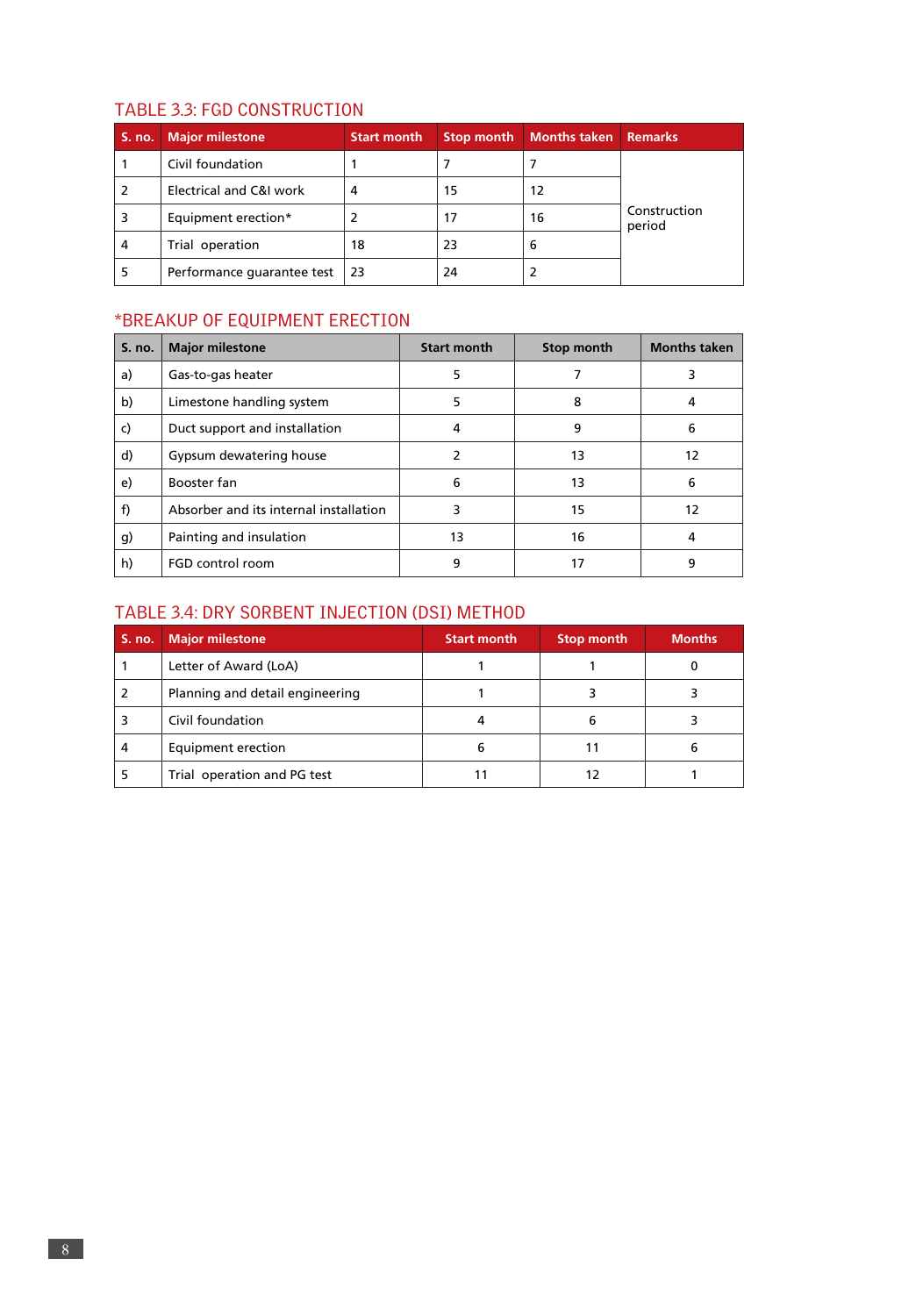## TABLE 3.3: FGD CONSTRUCTION

| S. no. | Major milestone | Start month | Stop month | Months taken | Remarks |
|---|---|---|---|---|---|
| 1 | Civil foundation | 1 | 7 | 7 | Construction period |
| 2 | Electrical and C&I work | 4 | 15 | 12 | |
| 3 | Equipment erection* | 2 | 17 | 16 | |
| 4 | Trial operation | 18 | 23 | 6 | |
| 5 | Performance guarantee test | 23 | 24 | 2 | |

## *BREAKUP OF EQUIPMENT ERECTION

| S. no. | Major milestone | Start month | Stop month | Months taken |
|---|---|---|---|---|
| a) | Gas-to-gas heater | 5 | 7 | 3 |
| b) | Limestone handling system | 5 | 8 | 4 |
| c) | Duct support and installation | 4 | 9 | 6 |
| d) | Gypsum dewatering house | 2 | 13 | 12 |
| e) | Booster fan | 6 | 13 | 6 |
| f) | Absorber and its internal installation | 3 | 15 | 12 |
| g) | Painting and insulation | 13 | 16 | 4 |
| h) | FGD control room | 9 | 17 | 9 |

## TABLE 3.4: DRY SORBENT INJECTION (DSI) METHOD

| S. no. | Major milestone | Start month | Stop month | Months |
|---|---|---|---|---|
| 1 | Letter of Award (LoA) | 1 | 1 | 0 |
| 2 | Planning and detail engineering | 1 | 3 | 3 |
| 3 | Civil foundation | 4 | 6 | 3 |
| 4 | Equipment erection | 6 | 11 | 6 |
| 5 | Trial operation and PG test | 11 | 12 | 1 |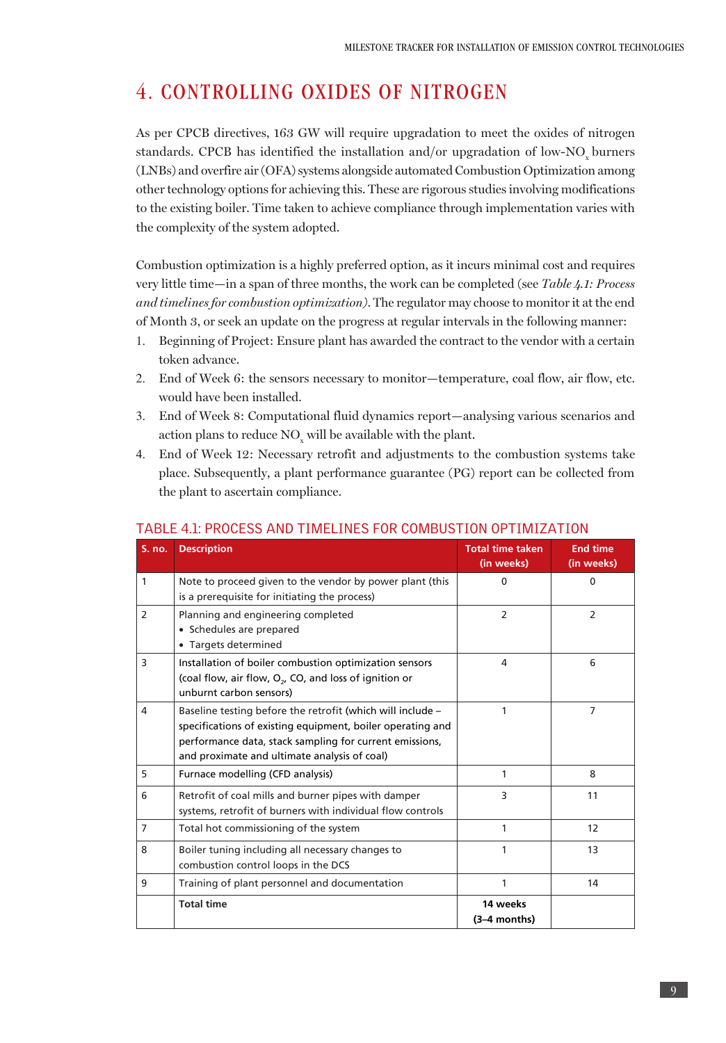# 4. CONTROLLING OXIDES OF NITROGEN

As per CPCB directives, 163 GW will require upgradation to meet the oxides of nitrogen standards. CPCB has identified the installation and/or upgradation of low-$NO_x$ burners (LNBs) and overfire air (OFA) systems alongside automated Combustion Optimization among other technology options for achieving this. These are rigorous studies involving modifications to the existing boiler. Time taken to achieve compliance through implementation varies with the complexity of the system adopted.

Combustion optimization is a highly preferred option, as it incurs minimal cost and requires very little time—in a span of three months, the work can be completed (see *Table 4.1: Process and timelines for combustion optimization)*. The regulator may choose to monitor it at the end of Month 3, or seek an update on the progress at regular intervals in the following manner:

1. Beginning of Project: Ensure plant has awarded the contract to the vendor with a certain token advance.
2. End of Week 6: the sensors necessary to monitor—temperature, coal flow, air flow, etc. would have been installed.
3. End of Week 8: Computational fluid dynamics report—analysing various scenarios and action plans to reduce $NO_x$ will be available with the plant.
4. End of Week 12: Necessary retrofit and adjustments to the combustion systems take place. Subsequently, a plant performance guarantee (PG) report can be collected from the plant to ascertain compliance.

## TABLE 4.1: PROCESS AND TIMELINES FOR COMBUSTION OPTIMIZATION

| S. no. | Description | Total time taken (in weeks) | End time (in weeks) |
|---|---|---|---|
| 1 | Note to proceed given to the vendor by power plant (this is a prerequisite for initiating the process) | 0 | 0 |
| 2 | Planning and engineering completed<br>• Schedules are prepared<br>• Targets determined | 2 | 2 |
| 3 | Installation of boiler combustion optimization sensors (coal flow, air flow, $O_2$, CO, and loss of ignition or unburnt carbon sensors) | 4 | 6 |
| 4 | Baseline testing before the retrofit (which will include – specifications of existing equipment, boiler operating and performance data, stack sampling for current emissions, and proximate and ultimate analysis of coal) | 1 | 7 |
| 5 | Furnace modelling (CFD analysis) | 1 | 8 |
| 6 | Retrofit of coal mills and burner pipes with damper systems, retrofit of burners with individual flow controls | 3 | 11 |
| 7 | Total hot commissioning of the system | 1 | 12 |
| 8 | Boiler tuning including all necessary changes to combustion control loops in the DCS | 1 | 13 |
| 9 | Training of plant personnel and documentation | 1 | 14 |
| | **Total time** | **14 weeks (3–4 months)** | |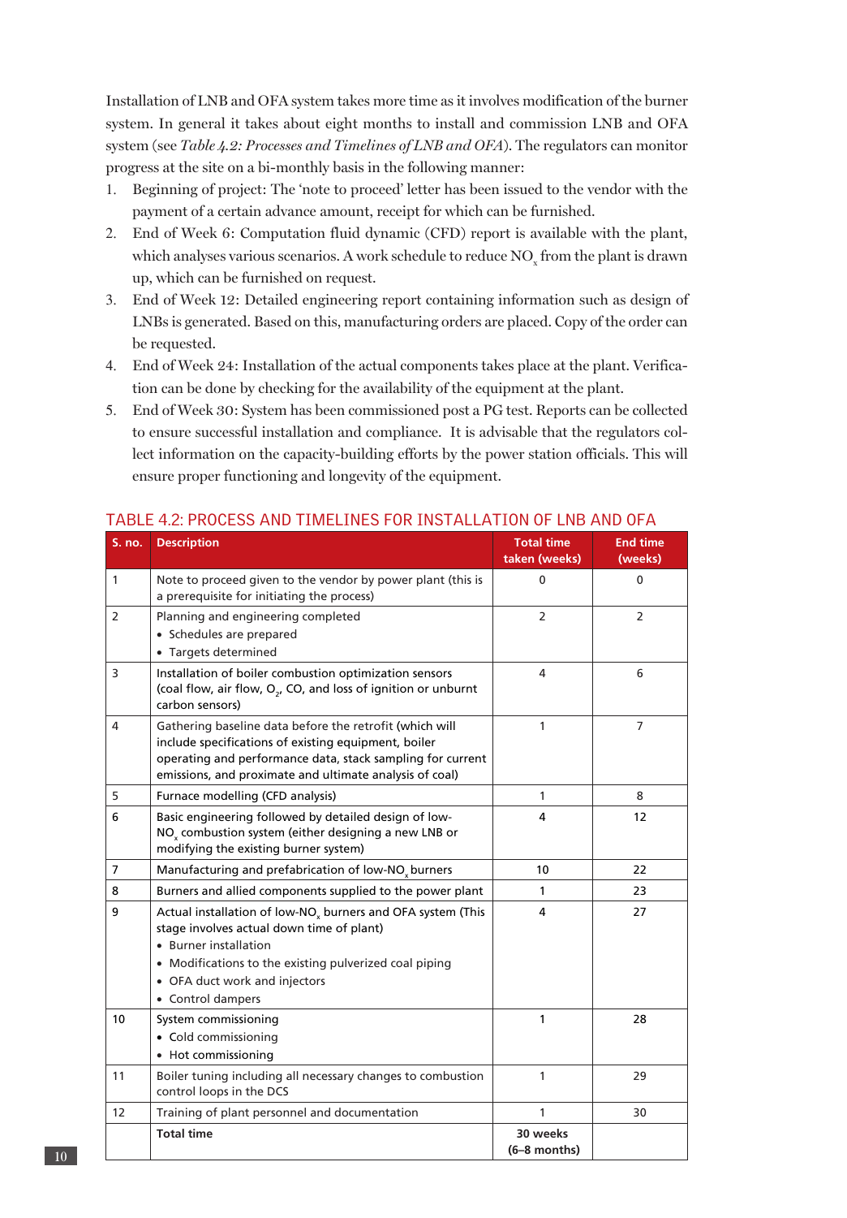Installation of LNB and OFA system takes more time as it involves modification of the burner system. In general it takes about eight months to install and commission LNB and OFA system (see *Table 4.2: Processes and Timelines of LNB and OFA*). The regulators can monitor progress at the site on a bi-monthly basis in the following manner:

1. Beginning of project: The 'note to proceed' letter has been issued to the vendor with the payment of a certain advance amount, receipt for which can be furnished.
2. End of Week 6: Computation fluid dynamic (CFD) report is available with the plant, which analyses various scenarios. A work schedule to reduce $NO_x$ from the plant is drawn up, which can be furnished on request.
3. End of Week 12: Detailed engineering report containing information such as design of LNBs is generated. Based on this, manufacturing orders are placed. Copy of the order can be requested.
4. End of Week 24: Installation of the actual components takes place at the plant. Verification can be done by checking for the availability of the equipment at the plant.
5. End of Week 30: System has been commissioned post a PG test. Reports can be collected to ensure successful installation and compliance. It is advisable that the regulators collect information on the capacity-building efforts by the power station officials. This will ensure proper functioning and longevity of the equipment.

## TABLE 4.2: PROCESS AND TIMELINES FOR INSTALLATION OF LNB AND OFA

| S. no. | Description | Total time taken (weeks) | End time (weeks) |
|---|---|---|---|
| 1 | Note to proceed given to the vendor by power plant (this is a prerequisite for initiating the process) | 0 | 0 |
| 2 | Planning and engineering completed<br>• Schedules are prepared<br>• Targets determined | 2 | 2 |
| 3 | Installation of boiler combustion optimization sensors (coal flow, air flow, $O_2$, CO, and loss of ignition or unburnt carbon sensors) | 4 | 6 |
| 4 | Gathering baseline data before the retrofit (which will include specifications of existing equipment, boiler operating and performance data, stack sampling for current emissions, and proximate and ultimate analysis of coal) | 1 | 7 |
| 5 | Furnace modelling (CFD analysis) | 1 | 8 |
| 6 | Basic engineering followed by detailed design of low-$NO_x$ combustion system (either designing a new LNB or modifying the existing burner system) | 4 | 12 |
| 7 | Manufacturing and prefabrication of low-$NO_x$ burners | 10 | 22 |
| 8 | Burners and allied components supplied to the power plant | 1 | 23 |
| 9 | Actual installation of low-$NO_x$ burners and OFA system (This stage involves actual down time of plant)<br>• Burner installation<br>• Modifications to the existing pulverized coal piping<br>• OFA duct work and injectors<br>• Control dampers | 4 | 27 |
| 10 | System commissioning<br>• Cold commissioning<br>• Hot commissioning | 1 | 28 |
| 11 | Boiler tuning including all necessary changes to combustion control loops in the DCS | 1 | 29 |
| 12 | Training of plant personnel and documentation | 1 | 30 |
| | **Total time** | **30 weeks (6–8 months)** | |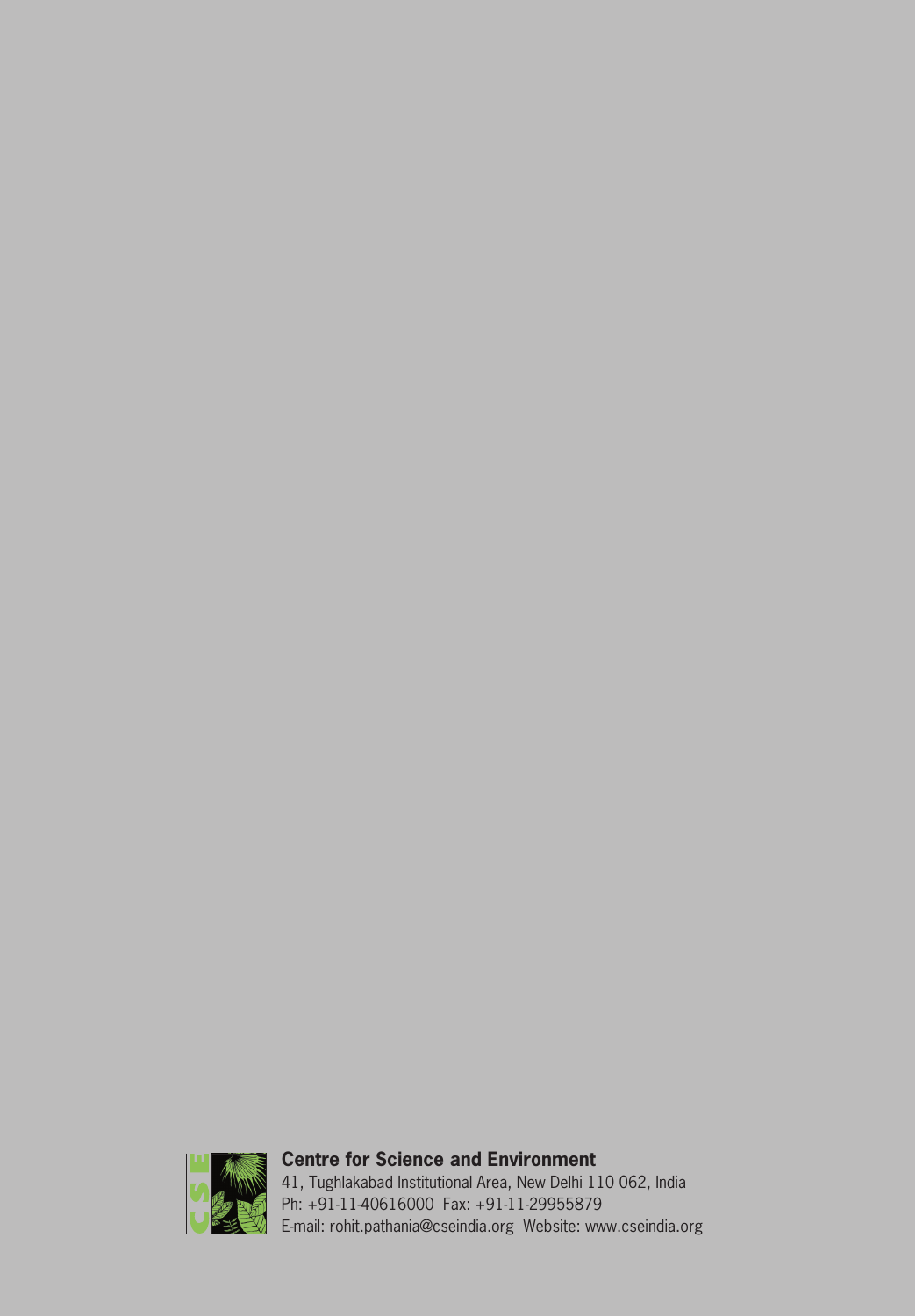**Centre for Science and Environment**
41, Tughlakabad Institutional Area, New Delhi 110 062, India
Ph: +91-11-40616000 Fax: +91-11-29955879
E-mail: rohit.pathania@cseindia.org Website: www.cseindia.org